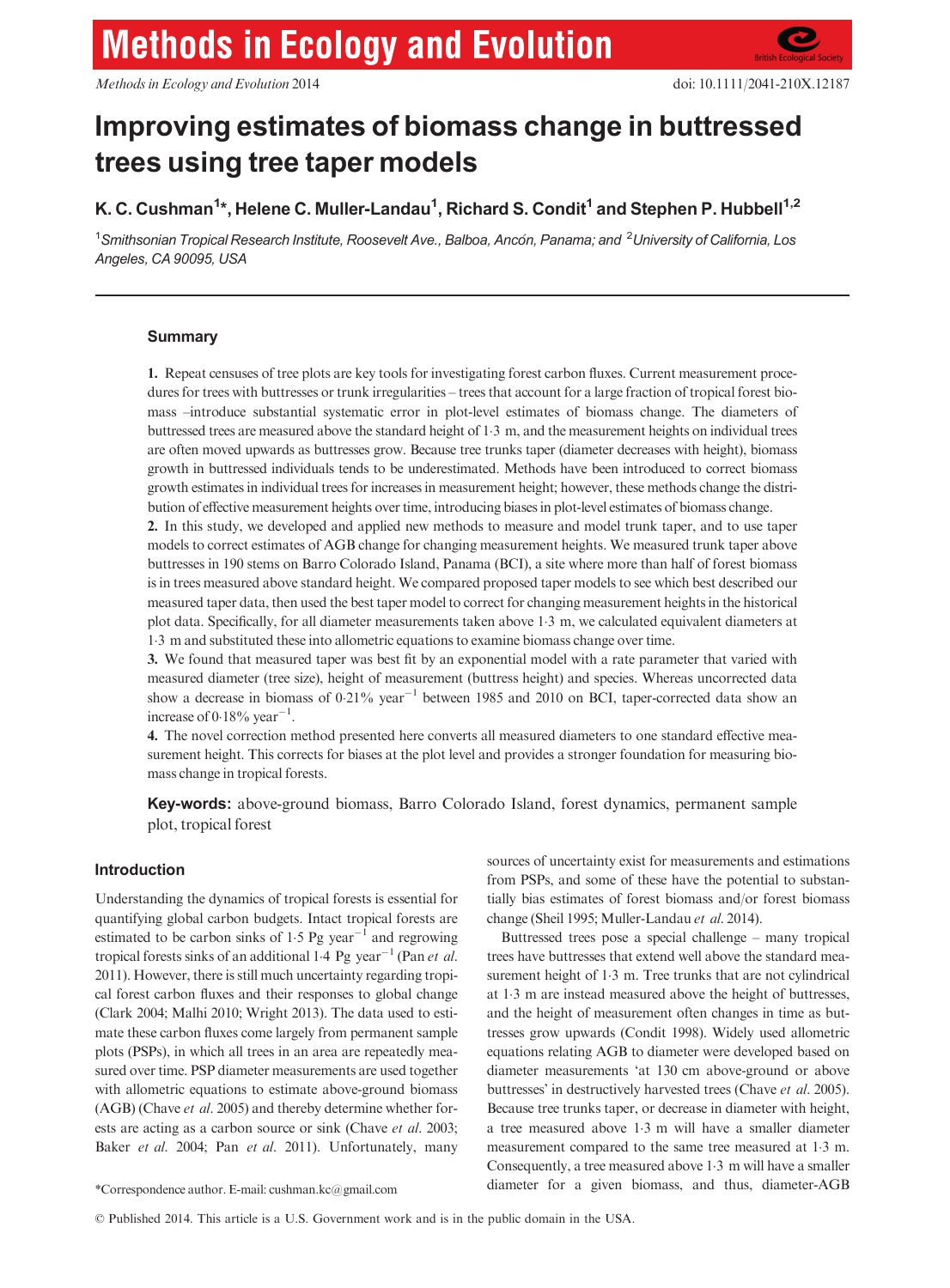# Improving estimates of biomass change in buttressed trees using tree taper models

**K. C. Cushman[1]\*, Helene C. Muller-Landau[1], Richard S. Condit[1] and Stephen P. Hubbell[1,2]**

[1]*Smithsonian Tropical Research Institute, Roosevelt Ave., Balboa, Ancón, Panama; and* [2]*University of California, Los Angeles, CA 90095, USA*

---

## Summary

**1.** Repeat censuses of tree plots are key tools for investigating forest carbon fluxes. Current measurement procedures for trees with buttresses or trunk irregularities – trees that account for a large fraction of tropical forest biomass –introduce substantial systematic error in plot-level estimates of biomass change. The diameters of buttressed trees are measured above the standard height of 1·3 m, and the measurement heights on individual trees are often moved upwards as buttresses grow. Because tree trunks taper (diameter decreases with height), biomass growth in buttressed individuals tends to be underestimated. Methods have been introduced to correct biomass growth estimates in individual trees for increases in measurement height; however, these methods change the distribution of effective measurement heights over time, introducing biases in plot-level estimates of biomass change.

**2.** In this study, we developed and applied new methods to measure and model trunk taper, and to use taper models to correct estimates of AGB change for changing measurement heights. We measured trunk taper above buttresses in 190 stems on Barro Colorado Island, Panama (BCI), a site where more than half of forest biomass is in trees measured above standard height. We compared proposed taper models to see which best described our measured taper data, then used the best taper model to correct for changing measurement heights in the historical plot data. Specifically, for all diameter measurements taken above 1·3 m, we calculated equivalent diameters at 1·3 m and substituted these into allometric equations to examine biomass change over time.

**3.** We found that measured taper was best fit by an exponential model with a rate parameter that varied with measured diameter (tree size), height of measurement (buttress height) and species. Whereas uncorrected data show a decrease in biomass of 0·21% year$^{-1}$ between 1985 and 2010 on BCI, taper-corrected data show an increase of 0·18% year$^{-1}$.

**4.** The novel correction method presented here converts all measured diameters to one standard effective measurement height. This corrects for biases at the plot level and provides a stronger foundation for measuring biomass change in tropical forests.

**Key-words:** above-ground biomass, Barro Colorado Island, forest dynamics, permanent sample plot, tropical forest

## Introduction

Understanding the dynamics of tropical forests is essential for quantifying global carbon budgets. Intact tropical forests are estimated to be carbon sinks of 1·5 Pg year$^{-1}$ and regrowing tropical forests sinks of an additional 1·4 Pg year$^{-1}$ (Pan *et al.* 2011). However, there is still much uncertainty regarding tropical forest carbon fluxes and their responses to global change (Clark 2004; Malhi 2010; Wright 2013). The data used to estimate these carbon fluxes come largely from permanent sample plots (PSPs), in which all trees in an area are repeatedly measured over time. PSP diameter measurements are used together with allometric equations to estimate above-ground biomass (AGB) (Chave *et al.* 2005) and thereby determine whether forests are acting as a carbon source or sink (Chave *et al.* 2003; Baker *et al.* 2004; Pan *et al.* 2011). Unfortunately, many sources of uncertainty exist for measurements and estimations from PSPs, and some of these have the potential to substantially bias estimates of forest biomass and/or forest biomass change (Sheil 1995; Muller-Landau *et al.* 2014).

Buttressed trees pose a special challenge – many tropical trees have buttresses that extend well above the standard measurement height of 1·3 m. Tree trunks that are not cylindrical at 1·3 m are instead measured above the height of buttresses, and the height of measurement often changes in time as buttresses grow upwards (Condit 1998). Widely used allometric equations relating AGB to diameter were developed based on diameter measurements 'at 130 cm above-ground or above buttresses' in destructively harvested trees (Chave *et al.* 2005). Because tree trunks taper, or decrease in diameter with height, a tree measured above 1·3 m will have a smaller diameter measurement compared to the same tree measured at 1·3 m. Consequently, a tree measured above 1·3 m will have a smaller diameter for a given biomass, and thus, diameter-AGB

\*Correspondence author. E-mail: cushman.kc@gmail.com

© Published 2014. This article is a U.S. Government work and is in the public domain in the USA.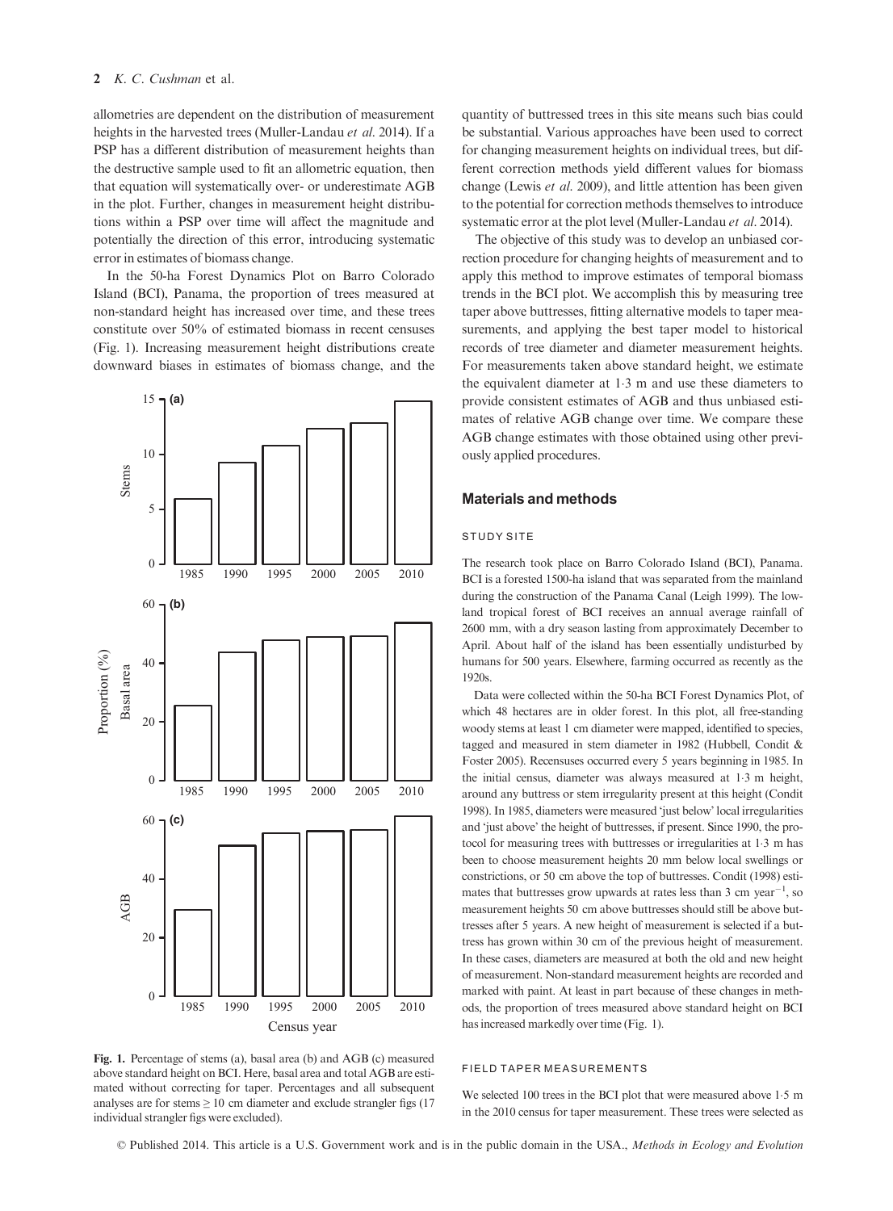allometries are dependent on the distribution of measurement heights in the harvested trees (Muller-Landau *et al.* 2014). If a PSP has a different distribution of measurement heights than the destructive sample used to fit an allometric equation, then that equation will systematically over- or underestimate AGB in the plot. Further, changes in measurement height distributions within a PSP over time will affect the magnitude and potentially the direction of this error, introducing systematic error in estimates of biomass change.

In the 50-ha Forest Dynamics Plot on Barro Colorado Island (BCI), Panama, the proportion of trees measured at non-standard height has increased over time, and these trees constitute over 50% of estimated biomass in recent censuses (Fig. 1). Increasing measurement height distributions create downward biases in estimates of biomass change, and the quantity of buttressed trees in this site means such bias could be substantial. Various approaches have been used to correct for changing measurement heights on individual trees, but different correction methods yield different values for biomass change (Lewis *et al.* 2009), and little attention has been given to the potential for correction methods themselves to introduce systematic error at the plot level (Muller-Landau *et al.* 2014).

The objective of this study was to develop an unbiased correction procedure for changing heights of measurement and to apply this method to improve estimates of temporal biomass trends in the BCI plot. We accomplish this by measuring tree taper above buttresses, fitting alternative models to taper measurements, and applying the best taper model to historical records of tree diameter and diameter measurement heights. For measurements taken above standard height, we estimate the equivalent diameter at 1·3 m and use these diameters to provide consistent estimates of AGB and thus unbiased estimates of relative AGB change over time. We compare these AGB change estimates with those obtained using other previously applied procedures.

**Fig. 1.** Percentage of stems (a), basal area (b) and AGB (c) measured above standard height on BCI. Here, basal area and total AGB are estimated without correcting for taper. Percentages and all subsequent analyses are for stems ≥ 10 cm diameter and exclude strangler figs (17 individual strangler figs were excluded).

## Materials and methods

### STUDY SITE

The research took place on Barro Colorado Island (BCI), Panama. BCI is a forested 1500-ha island that was separated from the mainland during the construction of the Panama Canal (Leigh 1999). The lowland tropical forest of BCI receives an annual average rainfall of 2600 mm, with a dry season lasting from approximately December to April. About half of the island has been essentially undisturbed by humans for 500 years. Elsewhere, farming occurred as recently as the 1920s.

Data were collected within the 50-ha BCI Forest Dynamics Plot, of which 48 hectares are in older forest. In this plot, all free-standing woody stems at least 1 cm diameter were mapped, identified to species, tagged and measured in stem diameter in 1982 (Hubbell, Condit & Foster 2005). Recensuses occurred every 5 years beginning in 1985. In the initial census, diameter was always measured at 1·3 m height, around any buttress or stem irregularity present at this height (Condit 1998). In 1985, diameters were measured 'just below' local irregularities and 'just above' the height of buttresses, if present. Since 1990, the protocol for measuring trees with buttresses or irregularities at 1·3 m has been to choose measurement heights 20 mm below local swellings or constrictions, or 50 cm above the top of buttresses. Condit (1998) estimates that buttresses grow upwards at rates less than 3 cm year$^{-1}$, so measurement heights 50 cm above buttresses should still be above buttresses after 5 years. A new height of measurement is selected if a buttress has grown within 30 cm of the previous height of measurement. In these cases, diameters are measured at both the old and new height of measurement. Non-standard measurement heights are recorded and marked with paint. At least in part because of these changes in methods, the proportion of trees measured above standard height on BCI has increased markedly over time (Fig. 1).

### FIELD TAPER MEASUREMENTS

We selected 100 trees in the BCI plot that were measured above 1·5 m in the 2010 census for taper measurement. These trees were selected as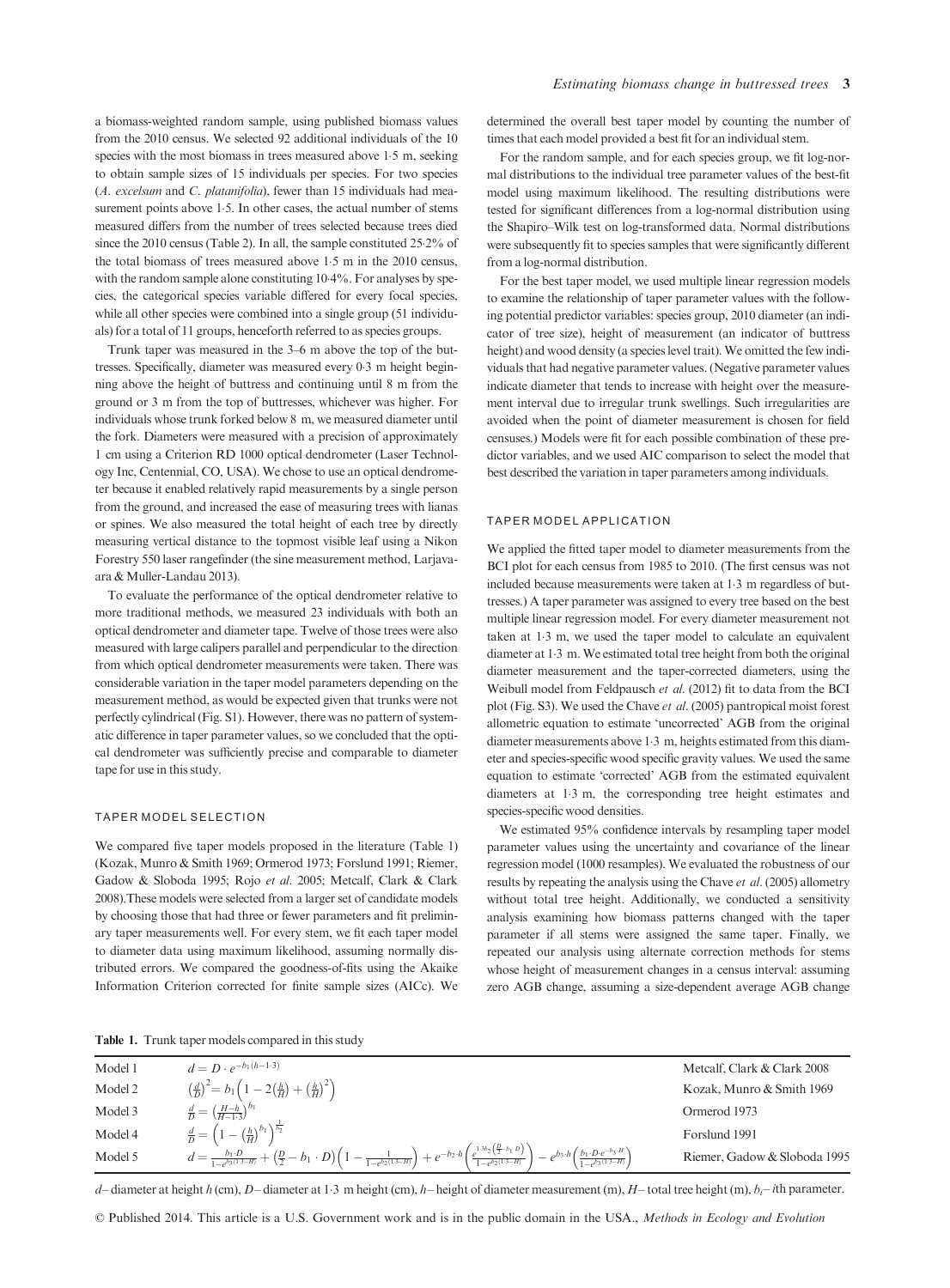a biomass-weighted random sample, using published biomass values from the 2010 census. We selected 92 additional individuals of the 10 species with the most biomass in trees measured above 1·5 m, seeking to obtain sample sizes of 15 individuals per species. For two species (*A. excelsum* and *C. platanifolia*), fewer than 15 individuals had measurement points above 1·5. In other cases, the actual number of stems measured differs from the number of trees selected because trees died since the 2010 census (Table 2). In all, the sample constituted 25·2% of the total biomass of trees measured above 1·5 m in the 2010 census, with the random sample alone constituting 10·4%. For analyses by species, the categorical species variable differed for every focal species, while all other species were combined into a single group (51 individuals) for a total of 11 groups, henceforth referred to as species groups.

Trunk taper was measured in the 3–6 m above the top of the buttresses. Specifically, diameter was measured every 0·3 m height beginning above the height of buttress and continuing until 8 m from the ground or 3 m from the top of buttresses, whichever was higher. For individuals whose trunk forked below 8 m, we measured diameter until the fork. Diameters were measured with a precision of approximately 1 cm using a Criterion RD 1000 optical dendrometer (Laser Technology Inc, Centennial, CO, USA). We chose to use an optical dendrometer because it enabled relatively rapid measurements by a single person from the ground, and increased the ease of measuring trees with lianas or spines. We also measured the total height of each tree by directly measuring vertical distance to the topmost visible leaf using a Nikon Forestry 550 laser rangefinder (the sine measurement method, Larjavaara & Muller-Landau 2013).

To evaluate the performance of the optical dendrometer relative to more traditional methods, we measured 23 individuals with both an optical dendrometer and diameter tape. Twelve of those trees were also measured with large calipers parallel and perpendicular to the direction from which optical dendrometer measurements were taken. There was considerable variation in the taper model parameters depending on the measurement method, as would be expected given that trunks were not perfectly cylindrical (Fig. S1). However, there was no pattern of systematic difference in taper parameter values, so we concluded that the optical dendrometer was sufficiently precise and comparable to diameter tape for use in this study.

### TAPER MODEL SELECTION

We compared five taper models proposed in the literature (Table 1) (Kozak, Munro & Smith 1969; Ormerod 1973; Forslund 1991; Riemer, Gadow & Sloboda 1995; Rojo *et al*. 2005; Metcalf, Clark & Clark 2008).These models were selected from a larger set of candidate models by choosing those that had three or fewer parameters and fit preliminary taper measurements well. For every stem, we fit each taper model to diameter data using maximum likelihood, assuming normally distributed errors. We compared the goodness-of-fits using the Akaike Information Criterion corrected for finite sample sizes (AICc). We determined the overall best taper model by counting the number of times that each model provided a best fit for an individual stem.

For the random sample, and for each species group, we fit log-normal distributions to the individual tree parameter values of the best-fit model using maximum likelihood. The resulting distributions were tested for significant differences from a log-normal distribution using the Shapiro–Wilk test on log-transformed data. Normal distributions were subsequently fit to species samples that were significantly different from a log-normal distribution.

For the best taper model, we used multiple linear regression models to examine the relationship of taper parameter values with the following potential predictor variables: species group, 2010 diameter (an indicator of tree size), height of measurement (an indicator of buttress height) and wood density (a species level trait). We omitted the few individuals that had negative parameter values. (Negative parameter values indicate diameter that tends to increase with height over the measurement interval due to irregular trunk swellings. Such irregularities are avoided when the point of diameter measurement is chosen for field censuses.) Models were fit for each possible combination of these predictor variables, and we used AIC comparison to select the model that best described the variation in taper parameters among individuals.

### TAPER MODEL APPLICATION

We applied the fitted taper model to diameter measurements from the BCI plot for each census from 1985 to 2010. (The first census was not included because measurements were taken at 1·3 m regardless of buttresses.) A taper parameter was assigned to every tree based on the best multiple linear regression model. For every diameter measurement not taken at 1·3 m, we used the taper model to calculate an equivalent diameter at 1·3 m. We estimated total tree height from both the original diameter measurement and the taper-corrected diameters, using the Weibull model from Feldpausch *et al*. (2012) fit to data from the BCI plot (Fig. S3). We used the Chave *et al*. (2005) pantropical moist forest allometric equation to estimate 'uncorrected' AGB from the original diameter measurements above 1·3 m, heights estimated from this diameter and species-specific wood specific gravity values. We used the same equation to estimate 'corrected' AGB from the estimated equivalent diameters at 1·3 m, the corresponding tree height estimates and species-specific wood densities.

We estimated 95% confidence intervals by resampling taper model parameter values using the uncertainty and covariance of the linear regression model (1000 resamples). We evaluated the robustness of our results by repeating the analysis using the Chave *et al*. (2005) allometry without total tree height. Additionally, we conducted a sensitivity analysis examining how biomass patterns changed with the taper parameter if all stems were assigned the same taper. Finally, we repeated our analysis using alternate correction methods for stems whose height of measurement changes in a census interval: assuming zero AGB change, assuming a size-dependent average AGB change

**Table 1.** Trunk taper models compared in this study

| | | |
|---|---|---|
| Model 1 | $d = D \cdot e^{-b_1(h-1{\cdot}3)}$ | Metcalf, Clark & Clark 2008 |
| Model 2 | $\left(\frac{d}{D}\right)^2 = b_1\left(1 - 2\left(\frac{h}{H}\right) + \left(\frac{h}{H}\right)^2\right)$ | Kozak, Munro & Smith 1969 |
| Model 3 | $\frac{d}{D} = \left(\frac{H-h}{H-1{\cdot}3}\right)^{b_1}$ | Ormerod 1973 |
| Model 4 | $\frac{d}{D} = \left(1 - \left(\frac{h}{H}\right)^{b_1}\right)^{\frac{1}{b_2}}$ | Forslund 1991 |
| Model 5 | $d = \frac{b_1 \cdot D}{1-e^{b_3(1{\cdot}3-H)}} + \left(\frac{D}{2} - b_1 \cdot D\right)\left(1 - \frac{1}{1-e^{b_2(1{\cdot}3-H)}}\right) + e^{-b_2 \cdot h}\left(\frac{e^{1{\cdot}3b_2}\left(\frac{D}{2}-b_1 \cdot D\right)}{1-e^{b_2(1{\cdot}3-H)}}\right) - e^{b_3 \cdot h}\left(\frac{b_1 \cdot D \cdot e^{-b_3 \cdot H}}{1-e^{b_3(1{\cdot}3-H)}}\right)$ | Riemer, Gadow & Sloboda 1995 |

$d$ – diameter at height $h$ (cm), $D$ – diameter at 1·3 m height (cm), $h$ – height of diameter measurement (m), $H$ – total tree height (m), $b_i$ – $i$th parameter.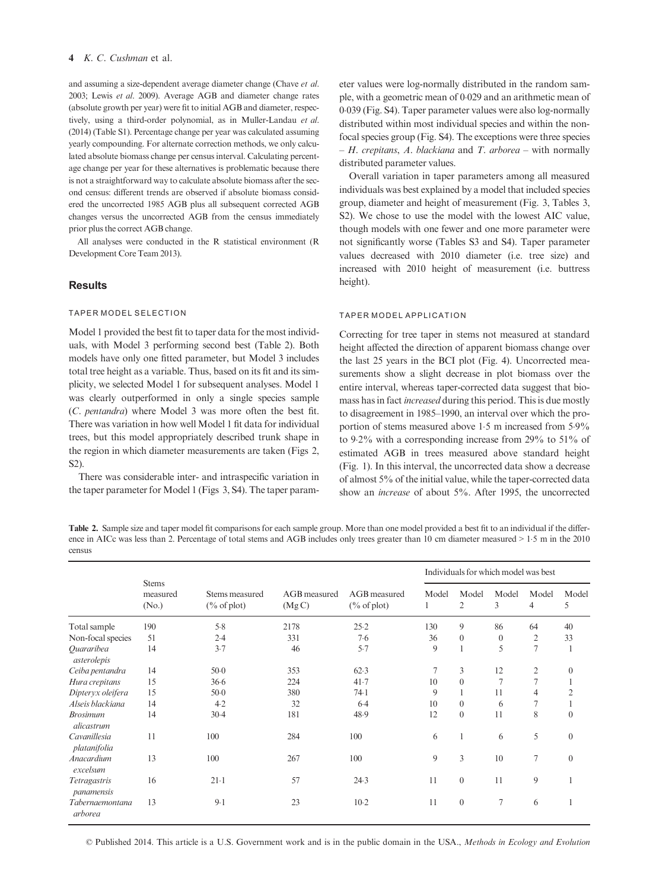and assuming a size-dependent average diameter change (Chave *et al.* 2003; Lewis *et al.* 2009). Average AGB and diameter change rates (absolute growth per year) were fit to initial AGB and diameter, respectively, using a third-order polynomial, as in Muller-Landau *et al.* (2014) (Table S1). Percentage change per year was calculated assuming yearly compounding. For alternate correction methods, we only calculated absolute biomass change per census interval. Calculating percentage change per year for these alternatives is problematic because there is not a straightforward way to calculate absolute biomass after the second census: different trends are observed if absolute biomass considered the uncorrected 1985 AGB plus all subsequent corrected AGB changes versus the uncorrected AGB from the census immediately prior plus the correct AGB change.

All analyses were conducted in the R statistical environment (R Development Core Team 2013).

## Results

### TAPER MODEL SELECTION

Model 1 provided the best fit to taper data for the most individuals, with Model 3 performing second best (Table 2). Both models have only one fitted parameter, but Model 3 includes total tree height as a variable. Thus, based on its fit and its simplicity, we selected Model 1 for subsequent analyses. Model 1 was clearly outperformed in only a single species sample (*C. pentandra*) where Model 3 was more often the best fit. There was variation in how well Model 1 fit data for individual trees, but this model appropriately described trunk shape in the region in which diameter measurements are taken (Figs 2, S2).

There was considerable inter- and intraspecific variation in the taper parameter for Model 1 (Figs 3, S4). The taper parameter values were log-normally distributed in the random sample, with a geometric mean of 0·029 and an arithmetic mean of 0·039 (Fig. S4). Taper parameter values were also log-normally distributed within most individual species and within the non-focal species group (Fig. S4). The exceptions were three species – *H. crepitans*, *A. blackiana* and *T. arborea* – with normally distributed parameter values.

Overall variation in taper parameters among all measured individuals was best explained by a model that included species group, diameter and height of measurement (Fig. 3, Tables 3, S2). We chose to use the model with the lowest AIC value, though models with one fewer and one more parameter were not significantly worse (Tables S3 and S4). Taper parameter values decreased with 2010 diameter (i.e. tree size) and increased with 2010 height of measurement (i.e. buttress height).

### TAPER MODEL APPLICATION

Correcting for tree taper in stems not measured at standard height affected the direction of apparent biomass change over the last 25 years in the BCI plot (Fig. 4). Uncorrected measurements show a slight decrease in plot biomass over the entire interval, whereas taper-corrected data suggest that biomass has in fact *increased* during this period. This is due mostly to disagreement in 1985–1990, an interval over which the proportion of stems measured above 1·5 m increased from 5·9% to 9·2% with a corresponding increase from 29% to 51% of estimated AGB in trees measured above standard height (Fig. 1). In this interval, the uncorrected data show a decrease of almost 5% of the initial value, while the taper-corrected data show an *increase* of about 5%. After 1995, the uncorrected

**Table 2.** Sample size and taper model fit comparisons for each sample group. More than one model provided a best fit to an individual if the difference in AICc was less than 2. Percentage of total stems and AGB includes only trees greater than 10 cm diameter measured > 1·5 m in the 2010 census

| | Stems measured (No.) | Stems measured (% of plot) | AGB measured (Mg C) | AGB measured (% of plot) | Individuals for which model was best | | | | |
|---|---|---|---|---|---|---|---|---|---|
| | | | | | Model 1 | Model 2 | Model 3 | Model 4 | Model 5 |
| Total sample | 190 | 5·8 | 2178 | 25·2 | 130 | 9 | 86 | 64 | 40 |
| Non-focal species | 51 | 2·4 | 331 | 7·6 | 36 | 0 | 0 | 2 | 33 |
| *Quararibea asterolepis* | 14 | 3·7 | 46 | 5·7 | 9 | 1 | 5 | 7 | 1 |
| *Ceiba pentandra* | 14 | 50·0 | 353 | 62·3 | 7 | 3 | 12 | 2 | 0 |
| *Hura crepitans* | 15 | 36·6 | 224 | 41·7 | 10 | 0 | 7 | 7 | 1 |
| *Dipteryx oleifera* | 15 | 50·0 | 380 | 74·1 | 9 | 1 | 11 | 4 | 2 |
| *Alseis blackiana* | 14 | 4·2 | 32 | 6·4 | 10 | 0 | 6 | 7 | 1 |
| *Brosimum alicastrum* | 14 | 30·4 | 181 | 48·9 | 12 | 0 | 11 | 8 | 0 |
| *Cavanillesia platanifolia* | 11 | 100 | 284 | 100 | 6 | 1 | 6 | 5 | 0 |
| *Anacardium excelsum* | 13 | 100 | 267 | 100 | 9 | 3 | 10 | 7 | 0 |
| *Tetragastris panamensis* | 16 | 21·1 | 57 | 24·3 | 11 | 0 | 11 | 9 | 1 |
| *Tabernaemontana arborea* | 13 | 9·1 | 23 | 10·2 | 11 | 0 | 7 | 6 | 1 |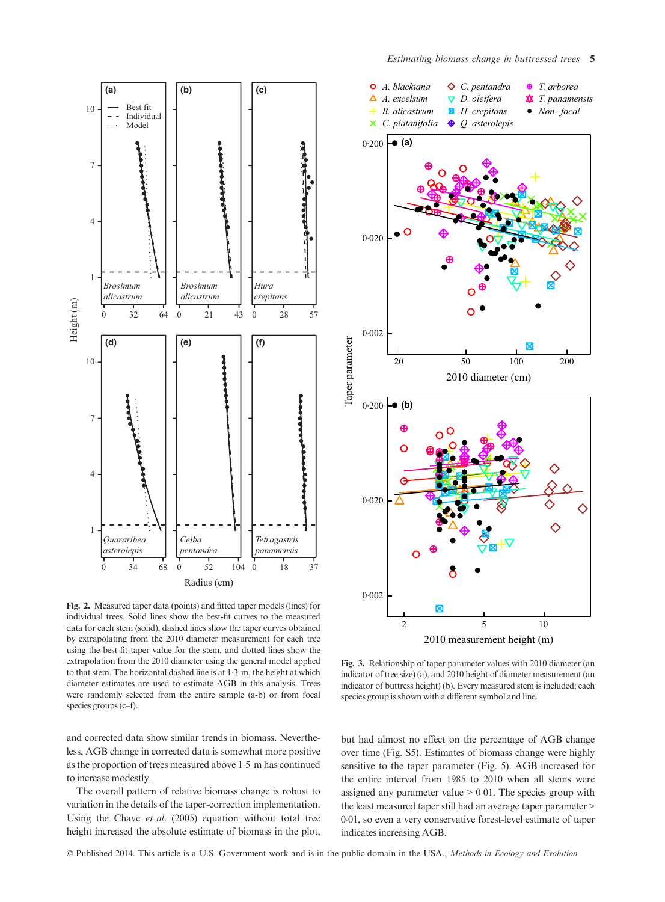**Fig. 2.** Measured taper data (points) and fitted taper models (lines) for individual trees. Solid lines show the best-fit curves to the measured data for each stem (solid), dashed lines show the taper curves obtained by extrapolating from the 2010 diameter measurement for each tree using the best-fit taper value for the stem, and dotted lines show the extrapolation from the 2010 diameter using the general model applied to that stem. The horizontal dashed line is at 1·3 m, the height at which diameter estimates are used to estimate AGB in this analysis. Trees were randomly selected from the entire sample (a-b) or from focal species groups (c–f).

**Fig. 3.** Relationship of taper parameter values with 2010 diameter (an indicator of tree size) (a), and 2010 height of diameter measurement (an indicator of buttress height) (b). Every measured stem is included; each species group is shown with a different symbol and line.

and corrected data show similar trends in biomass. Nevertheless, AGB change in corrected data is somewhat more positive as the proportion of trees measured above 1·5 m has continued to increase modestly.

The overall pattern of relative biomass change is robust to variation in the details of the taper-correction implementation. Using the Chave *et al.* (2005) equation without total tree height increased the absolute estimate of biomass in the plot, but had almost no effect on the percentage of AGB change over time (Fig. S5). Estimates of biomass change were highly sensitive to the taper parameter (Fig. 5). AGB increased for the entire interval from 1985 to 2010 when all stems were assigned any parameter value > 0·01. The species group with the least measured taper still had an average taper parameter > 0·01, so even a very conservative forest-level estimate of taper indicates increasing AGB.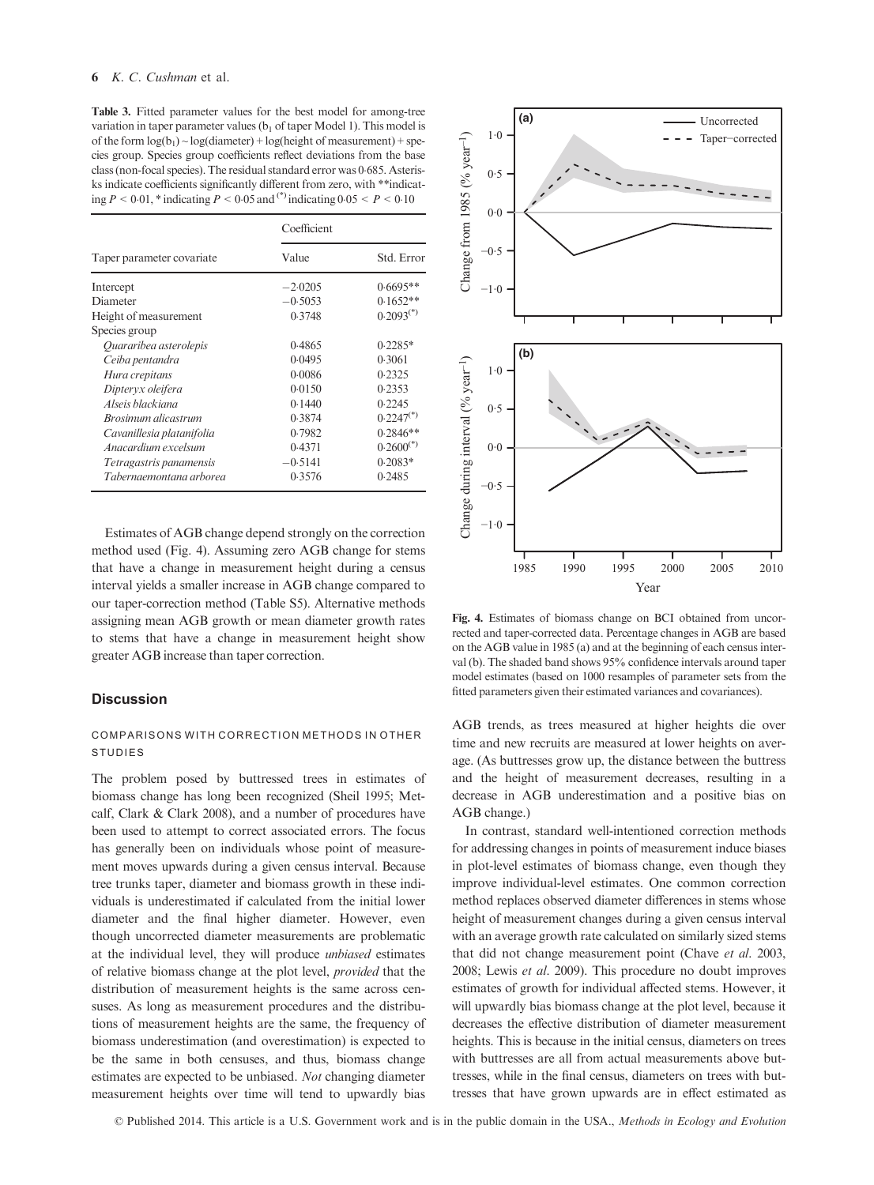**Table 3.** Fitted parameter values for the best model for among-tree variation in taper parameter values ($b_1$ of taper Model 1). This model is of the form $\log(b_1) \sim \log(\text{diameter}) + \log(\text{height of measurement}) +$ species group. Species group coefficients reflect deviations from the base class (non-focal species). The residual standard error was 0·685. Asterisks indicate coefficients significantly different from zero, with ** indicating $P < 0{\cdot}01$, * indicating $P < 0{\cdot}05$ and (*) indicating $0{\cdot}05 < P < 0{\cdot}10$

| Taper parameter covariate | Coefficient | |
|---|---|---|
| | Value | Std. Error |
| Intercept | −2·0205 | 0·6695** |
| Diameter | −0·5053 | 0·1652** |
| Height of measurement | 0·3748 | 0·2093(*) |
| Species group | | |
| *Quararibea asterolepis* | 0·4865 | 0·2285* |
| *Ceiba pentandra* | 0·0495 | 0·3061 |
| *Hura crepitans* | 0·0086 | 0·2325 |
| *Dipteryx oleifera* | 0·0150 | 0·2353 |
| *Alseis blackiana* | 0·1440 | 0·2245 |
| *Brosimum alicastrum* | 0·3874 | 0·2247(*) |
| *Cavanillesia platanifolia* | 0·7982 | 0·2846** |
| *Anacardium excelsum* | 0·4371 | 0·2600(*) |
| *Tetragastris panamensis* | −0·5141 | 0·2083* |
| *Tabernaemontana arborea* | 0·3576 | 0·2485 |

Estimates of AGB change depend strongly on the correction method used (Fig. 4). Assuming zero AGB change for stems that have a change in measurement height during a census interval yields a smaller increase in AGB change compared to our taper-correction method (Table S5). Alternative methods assigning mean AGB growth or mean diameter growth rates to stems that have a change in measurement height show greater AGB increase than taper correction.

(a)

Uncorrected

Taper–corrected

Change from 1985 (% year$^{-1}$)

1·0
0·5
0·0
−0·5
−1·0

(b)

Change during interval (% year$^{-1}$)

1·0
0·5
0·0
−0·5
−1·0

1985 1990 1995 2000 2005 2010

Year

**Fig. 4.** Estimates of biomass change on BCI obtained from uncorrected and taper-corrected data. Percentage changes in AGB are based on the AGB value in 1985 (a) and at the beginning of each census interval (b). The shaded band shows 95% confidence intervals around taper model estimates (based on 1000 resamples of parameter sets from the fitted parameters given their estimated variances and covariances).

## Discussion

### COMPARISONS WITH CORRECTION METHODS IN OTHER STUDIES

The problem posed by buttressed trees in estimates of biomass change has long been recognized (Sheil 1995; Metcalf, Clark & Clark 2008), and a number of procedures have been used to attempt to correct associated errors. The focus has generally been on individuals whose point of measurement moves upwards during a given census interval. Because tree trunks taper, diameter and biomass growth in these individuals is underestimated if calculated from the initial lower diameter and the final higher diameter. However, even though uncorrected diameter measurements are problematic at the individual level, they will produce *unbiased* estimates of relative biomass change at the plot level, *provided* that the distribution of measurement heights is the same across censuses. As long as measurement procedures and the distributions of measurement heights are the same, the frequency of biomass underestimation (and overestimation) is expected to be the same in both censuses, and thus, biomass change estimates are expected to be unbiased. *Not* changing diameter measurement heights over time will tend to upwardly bias AGB trends, as trees measured at higher heights die over time and new recruits are measured at lower heights on average. (As buttresses grow up, the distance between the buttress and the height of measurement decreases, resulting in a decrease in AGB underestimation and a positive bias on AGB change.)

In contrast, standard well-intentioned correction methods for addressing changes in points of measurement induce biases in plot-level estimates of biomass change, even though they improve individual-level estimates. One common correction method replaces observed diameter differences in stems whose height of measurement changes during a given census interval with an average growth rate calculated on similarly sized stems that did not change measurement point (Chave *et al.* 2003, 2008; Lewis *et al.* 2009). This procedure no doubt improves estimates of growth for individual affected stems. However, it will upwardly bias biomass change at the plot level, because it decreases the effective distribution of diameter measurement heights. This is because in the initial census, diameters on trees with buttresses are all from actual measurements above buttresses, while in the final census, diameters on trees with buttresses that have grown upwards are in effect estimated as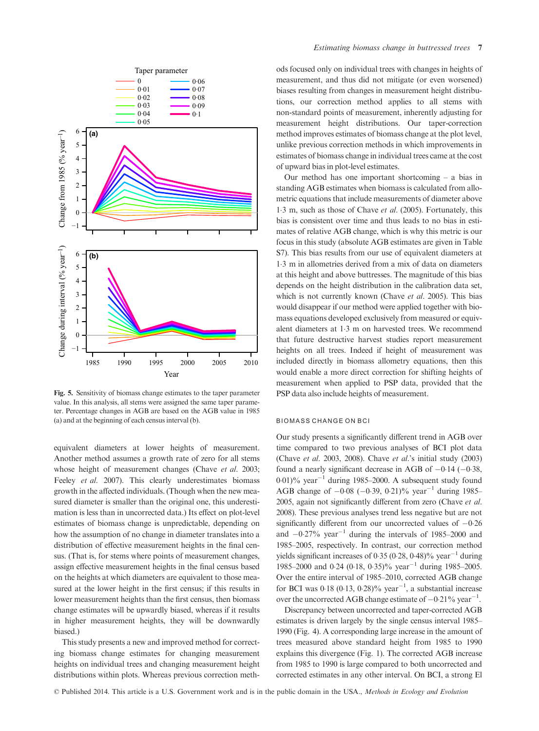Fig. 5. Sensitivity of biomass change estimates to the taper parameter value. In this analysis, all stems were assigned the same taper parameter. Percentage changes in AGB are based on the AGB value in 1985 (a) and at the beginning of each census interval (b).

equivalent diameters at lower heights of measurement. Another method assumes a growth rate of zero for all stems whose height of measurement changes (Chave *et al*. 2003; Feeley *et al*. 2007). This clearly underestimates biomass growth in the affected individuals. (Though when the new measured diameter is smaller than the original one, this underestimation is less than in uncorrected data.) Its effect on plot-level estimates of biomass change is unpredictable, depending on how the assumption of no change in diameter translates into a distribution of effective measurement heights in the final census. (That is, for stems where points of measurement changes, assign effective measurement heights in the final census based on the heights at which diameters are equivalent to those measured at the lower height in the first census; if this results in lower measurement heights than the first census, then biomass change estimates will be upwardly biased, whereas if it results in higher measurement heights, they will be downwardly biased.)

This study presents a new and improved method for correcting biomass change estimates for changing measurement heights on individual trees and changing measurement height distributions within plots. Whereas previous correction methods focused only on individual trees with changes in heights of measurement, and thus did not mitigate (or even worsened) biases resulting from changes in measurement height distributions, our correction method applies to all stems with non-standard points of measurement, inherently adjusting for measurement height distributions. Our taper-correction method improves estimates of biomass change at the plot level, unlike previous correction methods in which improvements in estimates of biomass change in individual trees came at the cost of upward bias in plot-level estimates.

Our method has one important shortcoming – a bias in standing AGB estimates when biomass is calculated from allometric equations that include measurements of diameter above 1·3 m, such as those of Chave *et al*. (2005). Fortunately, this bias is consistent over time and thus leads to no bias in estimates of relative AGB change, which is why this metric is our focus in this study (absolute AGB estimates are given in Table S7). This bias results from our use of equivalent diameters at 1·3 m in allometries derived from a mix of data on diameters at this height and above buttresses. The magnitude of this bias depends on the height distribution in the calibration data set, which is not currently known (Chave *et al*. 2005). This bias would disappear if our method were applied together with biomass equations developed exclusively from measured or equivalent diameters at 1·3 m on harvested trees. We recommend that future destructive harvest studies report measurement heights on all trees. Indeed if height of measurement was included directly in biomass allometry equations, then this would enable a more direct correction for shifting heights of measurement when applied to PSP data, provided that the PSP data also include heights of measurement.

### BIOMASS CHANGE ON BCI

Our study presents a significantly different trend in AGB over time compared to two previous analyses of BCI plot data (Chave *et al*. 2003, 2008). Chave *et al*.'s initial study (2003) found a nearly significant decrease in AGB of −0·14 (−0·38, 0·01)% year$^{-1}$ during 1985–2000. A subsequent study found AGB change of −0·08 (−0·39, 0·21)% year$^{-1}$ during 1985–2005, again not significantly different from zero (Chave *et al*. 2008). These previous analyses trend less negative but are not significantly different from our uncorrected values of −0·26 and −0·27% year$^{-1}$ during the intervals of 1985–2000 and 1985–2005, respectively. In contrast, our correction method yields significant increases of 0·35 (0·28, 0·48)% year$^{-1}$ during 1985–2000 and 0·24 (0·18, 0·35)% year$^{-1}$ during 1985–2005. Over the entire interval of 1985–2010, corrected AGB change for BCI was 0·18 (0·13, 0·28)% year$^{-1}$, a substantial increase over the uncorrected AGB change estimate of −0·21% year$^{-1}$.

Discrepancy between uncorrected and taper-corrected AGB estimates is driven largely by the single census interval 1985–1990 (Fig. 4). A corresponding large increase in the amount of trees measured above standard height from 1985 to 1990 explains this divergence (Fig. 1). The corrected AGB increase from 1985 to 1990 is large compared to both uncorrected and corrected estimates in any other interval. On BCI, a strong El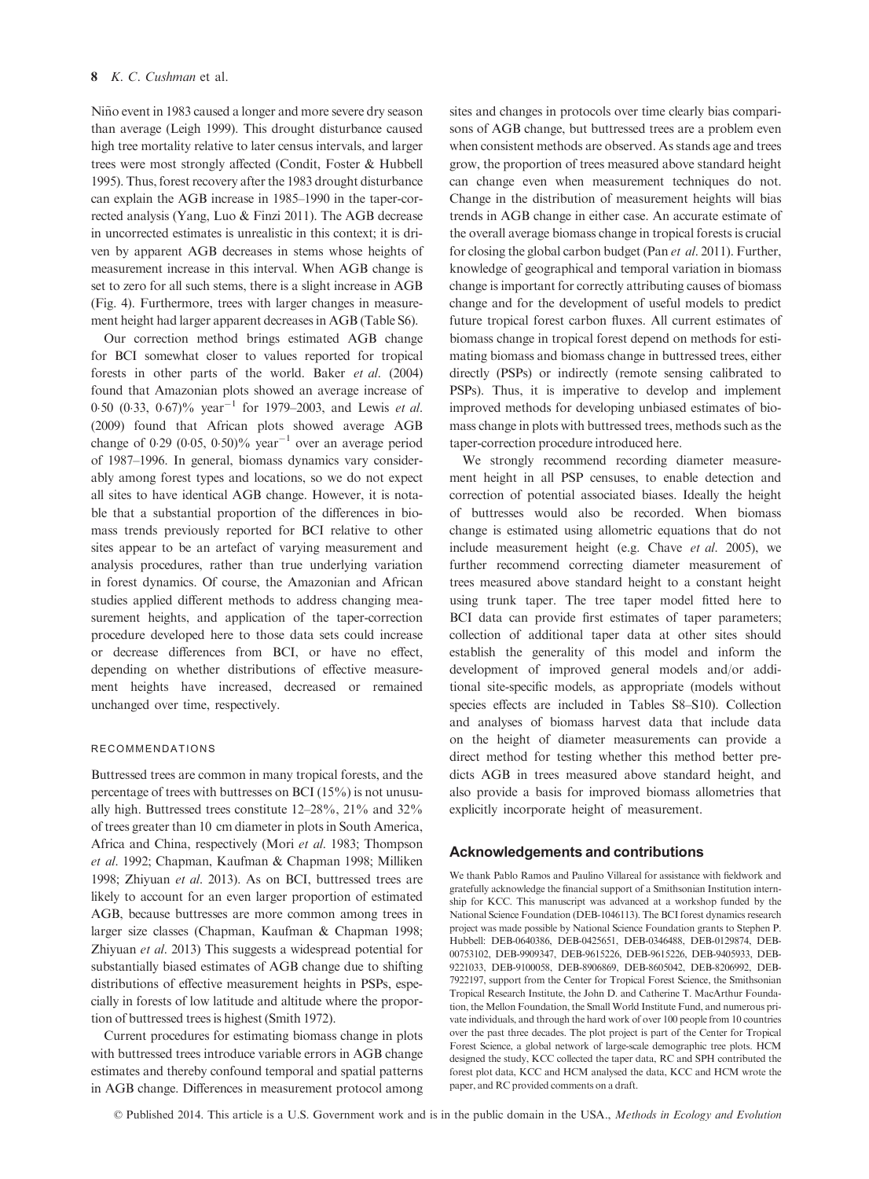Niño event in 1983 caused a longer and more severe dry season than average (Leigh 1999). This drought disturbance caused high tree mortality relative to later census intervals, and larger trees were most strongly affected (Condit, Foster & Hubbell 1995). Thus, forest recovery after the 1983 drought disturbance can explain the AGB increase in 1985–1990 in the taper-corrected analysis (Yang, Luo & Finzi 2011). The AGB decrease in uncorrected estimates is unrealistic in this context; it is driven by apparent AGB decreases in stems whose heights of measurement increase in this interval. When AGB change is set to zero for all such stems, there is a slight increase in AGB (Fig. 4). Furthermore, trees with larger changes in measurement height had larger apparent decreases in AGB (Table S6).

Our correction method brings estimated AGB change for BCI somewhat closer to values reported for tropical forests in other parts of the world. Baker *et al.* (2004) found that Amazonian plots showed an average increase of 0·50 (0·33, 0·67)% year$^{-1}$ for 1979–2003, and Lewis *et al.* (2009) found that African plots showed average AGB change of 0·29 (0·05, 0·50)% year$^{-1}$ over an average period of 1987–1996. In general, biomass dynamics vary considerably among forest types and locations, so we do not expect all sites to have identical AGB change. However, it is notable that a substantial proportion of the differences in biomass trends previously reported for BCI relative to other sites appear to be an artefact of varying measurement and analysis procedures, rather than true underlying variation in forest dynamics. Of course, the Amazonian and African studies applied different methods to address changing measurement heights, and application of the taper-correction procedure developed here to those data sets could increase or decrease differences from BCI, or have no effect, depending on whether distributions of effective measurement heights have increased, decreased or remained unchanged over time, respectively.

### RECOMMENDATIONS

Buttressed trees are common in many tropical forests, and the percentage of trees with buttresses on BCI (15%) is not unusually high. Buttressed trees constitute 12–28%, 21% and 32% of trees greater than 10 cm diameter in plots in South America, Africa and China, respectively (Mori *et al.* 1983; Thompson *et al.* 1992; Chapman, Kaufman & Chapman 1998; Milliken 1998; Zhiyuan *et al.* 2013). As on BCI, buttressed trees are likely to account for an even larger proportion of estimated AGB, because buttresses are more common among trees in larger size classes (Chapman, Kaufman & Chapman 1998; Zhiyuan *et al.* 2013) This suggests a widespread potential for substantially biased estimates of AGB change due to shifting distributions of effective measurement heights in PSPs, especially in forests of low latitude and altitude where the proportion of buttressed trees is highest (Smith 1972).

Current procedures for estimating biomass change in plots with buttressed trees introduce variable errors in AGB change estimates and thereby confound temporal and spatial patterns in AGB change. Differences in measurement protocol among sites and changes in protocols over time clearly bias comparisons of AGB change, but buttressed trees are a problem even when consistent methods are observed. As stands age and trees grow, the proportion of trees measured above standard height can change even when measurement techniques do not. Change in the distribution of measurement heights will bias trends in AGB change in either case. An accurate estimate of the overall average biomass change in tropical forests is crucial for closing the global carbon budget (Pan *et al.* 2011). Further, knowledge of geographical and temporal variation in biomass change is important for correctly attributing causes of biomass change and for the development of useful models to predict future tropical forest carbon fluxes. All current estimates of biomass change in tropical forest depend on methods for estimating biomass and biomass change in buttressed trees, either directly (PSPs) or indirectly (remote sensing calibrated to PSPs). Thus, it is imperative to develop and implement improved methods for developing unbiased estimates of biomass change in plots with buttressed trees, methods such as the taper-correction procedure introduced here.

We strongly recommend recording diameter measurement height in all PSP censuses, to enable detection and correction of potential associated biases. Ideally the height of buttresses would also be recorded. When biomass change is estimated using allometric equations that do not include measurement height (e.g. Chave *et al.* 2005), we further recommend correcting diameter measurement of trees measured above standard height to a constant height using trunk taper. The tree taper model fitted here to BCI data can provide first estimates of taper parameters; collection of additional taper data at other sites should establish the generality of this model and inform the development of improved general models and/or additional site-specific models, as appropriate (models without species effects are included in Tables S8–S10). Collection and analyses of biomass harvest data that include data on the height of diameter measurements can provide a direct method for testing whether this method better predicts AGB in trees measured above standard height, and also provide a basis for improved biomass allometries that explicitly incorporate height of measurement.

## Acknowledgements and contributions

We thank Pablo Ramos and Paulino Villareal for assistance with fieldwork and gratefully acknowledge the financial support of a Smithsonian Institution internship for KCC. This manuscript was advanced at a workshop funded by the National Science Foundation (DEB-1046113). The BCI forest dynamics research project was made possible by National Science Foundation grants to Stephen P. Hubbell: DEB-0640386, DEB-0425651, DEB-0346488, DEB-0129874, DEB-00753102, DEB-9909347, DEB-9615226, DEB-9615226, DEB-9405933, DEB-9221033, DEB-9100058, DEB-8906869, DEB-8605042, DEB-8206992, DEB-7922197, support from the Center for Tropical Forest Science, the Smithsonian Tropical Research Institute, the John D. and Catherine T. MacArthur Foundation, the Mellon Foundation, the Small World Institute Fund, and numerous private individuals, and through the hard work of over 100 people from 10 countries over the past three decades. The plot project is part of the Center for Tropical Forest Science, a global network of large-scale demographic tree plots. HCM designed the study, KCC collected the taper data, RC and SPH contributed the forest plot data, KCC and HCM analysed the data, KCC and HCM wrote the paper, and RC provided comments on a draft.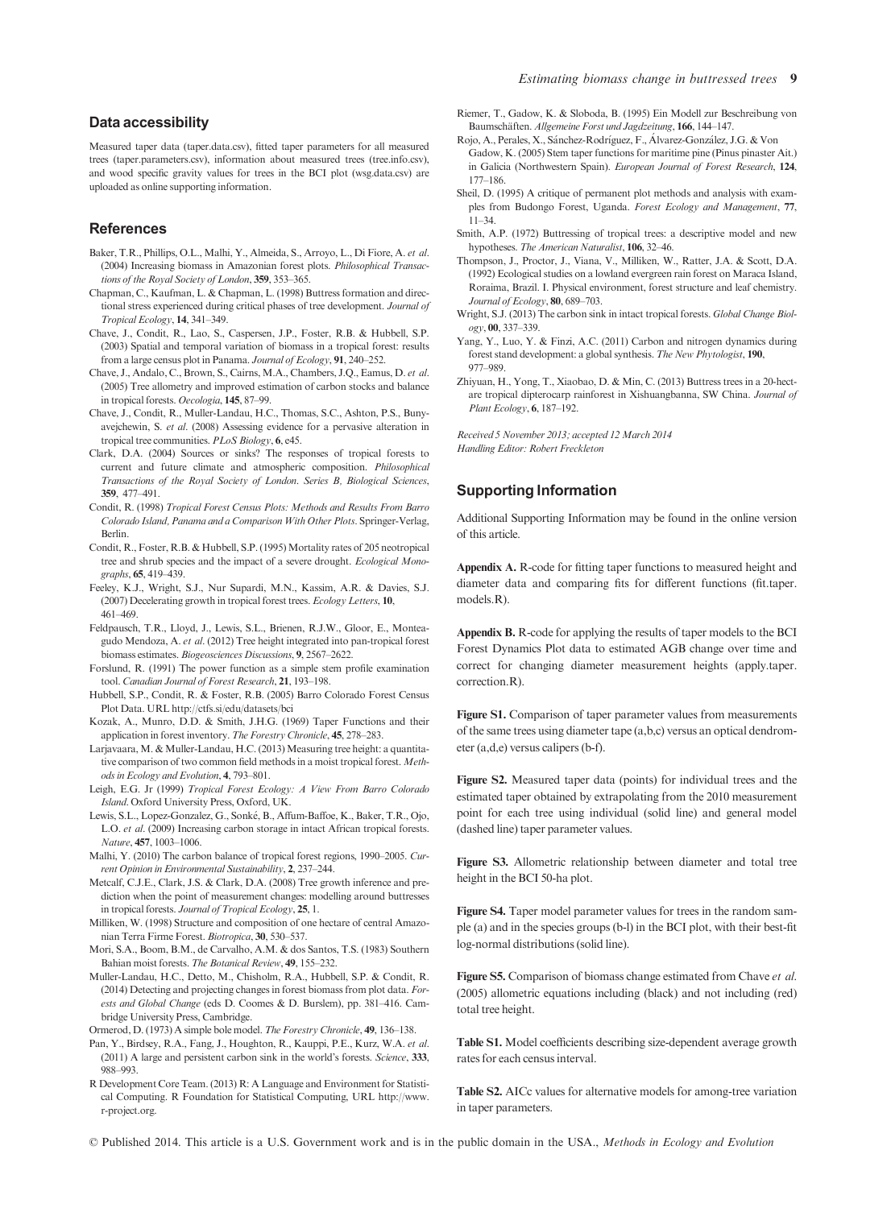## Data accessibility

Measured taper data (taper.data.csv), fitted taper parameters for all measured trees (taper.parameters.csv), information about measured trees (tree.info.csv), and wood specific gravity values for trees in the BCI plot (wsg.data.csv) are uploaded as online supporting information.

## References

Baker, T.R., Phillips, O.L., Malhi, Y., Almeida, S., Arroyo, L., Di Fiore, A. *et al.* (2004) Increasing biomass in Amazonian forest plots. *Philosophical Transactions of the Royal Society of London*, **359**, 353–365.

Chapman, C., Kaufman, L. & Chapman, L. (1998) Buttress formation and directional stress experienced during critical phases of tree development. *Journal of Tropical Ecology*, **14**, 341–349.

Chave, J., Condit, R., Lao, S., Caspersen, J.P., Foster, R.B. & Hubbell, S.P. (2003) Spatial and temporal variation of biomass in a tropical forest: results from a large census plot in Panama. *Journal of Ecology*, **91**, 240–252.

Chave, J., Andalo, C., Brown, S., Cairns, M.A., Chambers, J.Q., Eamus, D. *et al.* (2005) Tree allometry and improved estimation of carbon stocks and balance in tropical forests. *Oecologia*, **145**, 87–99.

Chave, J., Condit, R., Muller-Landau, H.C., Thomas, S.C., Ashton, P.S., Bunyavejchewin, S. *et al.* (2008) Assessing evidence for a pervasive alteration in tropical tree communities. *PLoS Biology*, **6**, e45.

Clark, D.A. (2004) Sources or sinks? The responses of tropical forests to current and future climate and atmospheric composition. *Philosophical Transactions of the Royal Society of London. Series B, Biological Sciences*, **359**, 477–491.

Condit, R. (1998) *Tropical Forest Census Plots: Methods and Results From Barro Colorado Island, Panama and a Comparison With Other Plots*. Springer-Verlag, Berlin.

Condit, R., Foster, R.B. & Hubbell, S.P. (1995) Mortality rates of 205 neotropical tree and shrub species and the impact of a severe drought. *Ecological Monographs*, **65**, 419–439.

Feeley, K.J., Wright, S.J., Nur Supardi, M.N., Kassim, A.R. & Davies, S.J. (2007) Decelerating growth in tropical forest trees. *Ecology Letters*, **10**, 461–469.

Feldpausch, T.R., Lloyd, J., Lewis, S.L., Brienen, R.J.W., Gloor, E., Monteagudo Mendoza, A. *et al.* (2012) Tree height integrated into pan-tropical forest biomass estimates. *Biogeosciences Discussions*, **9**, 2567–2622.

Forslund, R. (1991) The power function as a simple stem profile examination tool. *Canadian Journal of Forest Research*, **21**, 193–198.

Hubbell, S.P., Condit, R. & Foster, R.B. (2005) Barro Colorado Forest Census Plot Data. URL http://ctfs.si/edu/datasets/bci

Kozak, A., Munro, D.D. & Smith, J.H.G. (1969) Taper Functions and their application in forest inventory. *The Forestry Chronicle*, **45**, 278–283.

Larjavaara, M. & Muller-Landau, H.C. (2013) Measuring tree height: a quantitative comparison of two common field methods in a moist tropical forest. *Methods in Ecology and Evolution*, **4**, 793–801.

Leigh, E.G. Jr (1999) *Tropical Forest Ecology: A View From Barro Colorado Island*. Oxford University Press, Oxford, UK.

Lewis, S.L., Lopez-Gonzalez, G., Sonké, B., Affum-Baffoe, K., Baker, T.R., Ojo, L.O. *et al.* (2009) Increasing carbon storage in intact African tropical forests. *Nature*, **457**, 1003–1006.

Malhi, Y. (2010) The carbon balance of tropical forest regions, 1990–2005. *Current Opinion in Environmental Sustainability*, **2**, 237–244.

Metcalf, C.J.E., Clark, J.S. & Clark, D.A. (2008) Tree growth inference and prediction when the point of measurement changes: modelling around buttresses in tropical forests. *Journal of Tropical Ecology*, **25**, 1.

Milliken, W. (1998) Structure and composition of one hectare of central Amazonian Terra Firme Forest. *Biotropica*, **30**, 530–537.

Mori, S.A., Boom, B.M., de Carvalho, A.M. & dos Santos, T.S. (1983) Southern Bahian moist forests. *The Botanical Review*, **49**, 155–232.

Muller-Landau, H.C., Detto, M., Chisholm, R.A., Hubbell, S.P. & Condit, R. (2014) Detecting and projecting changes in forest biomass from plot data. *Forests and Global Change* (eds D. Coomes & D. Burslem), pp. 381–416. Cambridge University Press, Cambridge.

Ormerod, D. (1973) A simple bole model. *The Forestry Chronicle*, **49**, 136–138.

Pan, Y., Birdsey, R.A., Fang, J., Houghton, R., Kauppi, P.E., Kurz, W.A. *et al.* (2011) A large and persistent carbon sink in the world's forests. *Science*, **333**, 988–993.

R Development Core Team. (2013) R: A Language and Environment for Statistical Computing. R Foundation for Statistical Computing, URL http://www.r-project.org.

Riemer, T., Gadow, K. & Sloboda, B. (1995) Ein Modell zur Beschreibung von Baumschäften. *Allgemeine Forst und Jagdzeitung*, **166**, 144–147.

Rojo, A., Perales, X., Sánchez-Rodríguez, F., Álvarez-González, J.G. & Von Gadow, K. (2005) Stem taper functions for maritime pine (Pinus pinaster Ait.) in Galicia (Northwestern Spain). *European Journal of Forest Research*, **124**, 177–186.

Sheil, D. (1995) A critique of permanent plot methods and analysis with examples from Budongo Forest, Uganda. *Forest Ecology and Management*, **77**, 11–34.

Smith, A.P. (1972) Buttressing of tropical trees: a descriptive model and new hypotheses. *The American Naturalist*, **106**, 32–46.

Thompson, J., Proctor, J., Viana, V., Milliken, W., Ratter, J.A. & Scott, D.A. (1992) Ecological studies on a lowland evergreen rain forest on Maraca Island, Roraima, Brazil. I. Physical environment, forest structure and leaf chemistry. *Journal of Ecology*, **80**, 689–703.

Wright, S.J. (2013) The carbon sink in intact tropical forests. *Global Change Biology*, **00**, 337–339.

Yang, Y., Luo, Y. & Finzi, A.C. (2011) Carbon and nitrogen dynamics during forest stand development: a global synthesis. *The New Phytologist*, **190**, 977–989.

Zhiyuan, H., Yong, T., Xiaobao, D. & Min, C. (2013) Buttress trees in a 20-hectare tropical dipterocarp rainforest in Xishuangbanna, SW China. *Journal of Plant Ecology*, **6**, 187–192.

*Received 5 November 2013; accepted 12 March 2014*
*Handling Editor: Robert Freckleton*

## Supporting Information

Additional Supporting Information may be found in the online version of this article.

**Appendix A.** R-code for fitting taper functions to measured height and diameter data and comparing fits for different functions (fit.taper.models.R).

**Appendix B.** R-code for applying the results of taper models to the BCI Forest Dynamics Plot data to estimated AGB change over time and correct for changing diameter measurement heights (apply.taper.correction.R).

**Figure S1.** Comparison of taper parameter values from measurements of the same trees using diameter tape (a,b,c) versus an optical dendrometer (a,d,e) versus calipers (b-f).

**Figure S2.** Measured taper data (points) for individual trees and the estimated taper obtained by extrapolating from the 2010 measurement point for each tree using individual (solid line) and general model (dashed line) taper parameter values.

**Figure S3.** Allometric relationship between diameter and total tree height in the BCI 50-ha plot.

**Figure S4.** Taper model parameter values for trees in the random sample (a) and in the species groups (b-l) in the BCI plot, with their best-fit log-normal distributions (solid line).

**Figure S5.** Comparison of biomass change estimated from Chave *et al.* (2005) allometric equations including (black) and not including (red) total tree height.

**Table S1.** Model coefficients describing size-dependent average growth rates for each census interval.

**Table S2.** AICc values for alternative models for among-tree variation in taper parameters.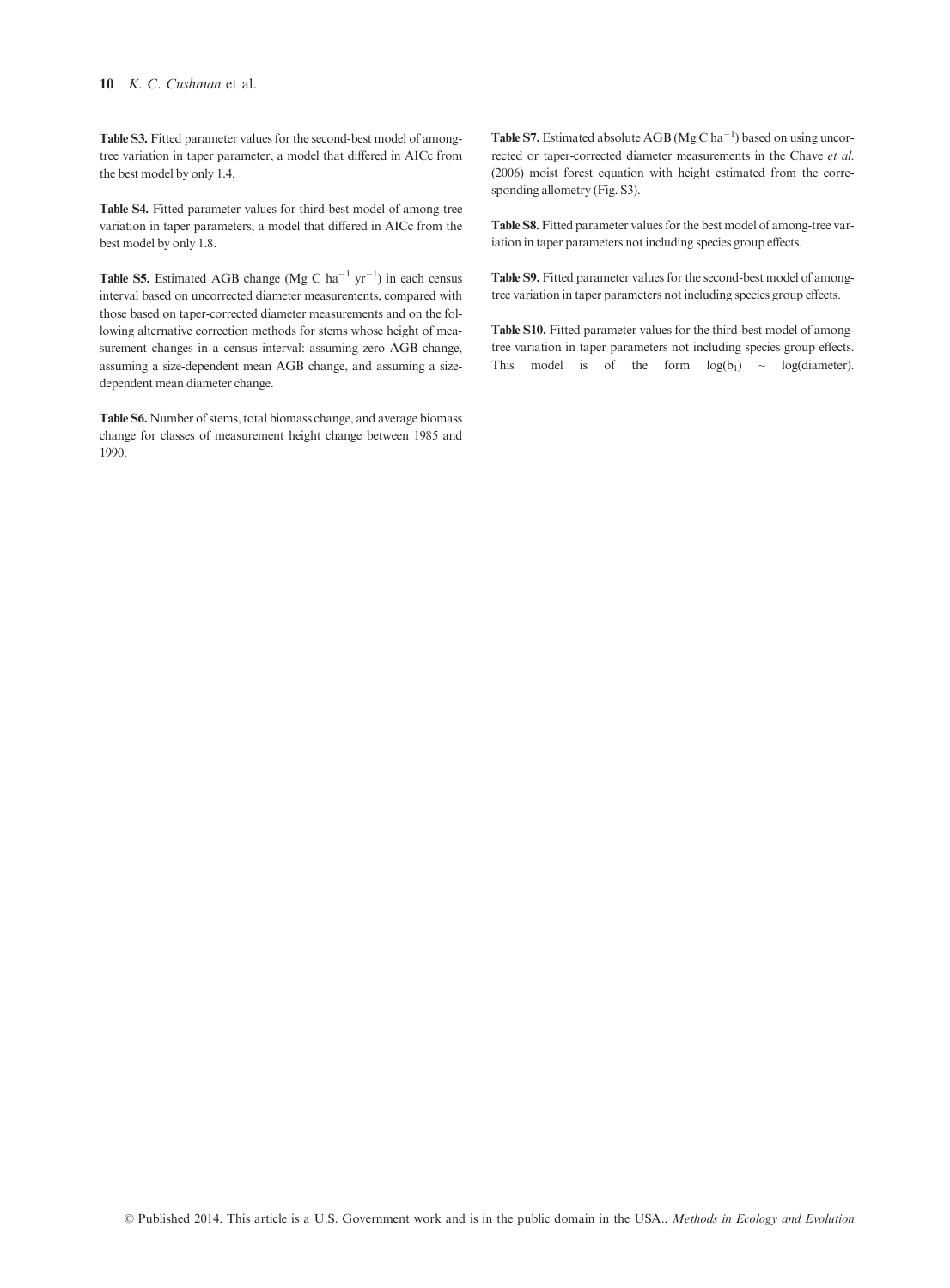**Table S3.** Fitted parameter values for the second-best model of among-tree variation in taper parameter, a model that differed in AICc from the best model by only 1.4.

**Table S4.** Fitted parameter values for third-best model of among-tree variation in taper parameters, a model that differed in AICc from the best model by only 1.8.

**Table S5.** Estimated AGB change (Mg C $ha^{-1}$ $yr^{-1}$) in each census interval based on uncorrected diameter measurements, compared with those based on taper-corrected diameter measurements and on the following alternative correction methods for stems whose height of measurement changes in a census interval: assuming zero AGB change, assuming a size-dependent mean AGB change, and assuming a size-dependent mean diameter change.

**Table S6.** Number of stems, total biomass change, and average biomass change for classes of measurement height change between 1985 and 1990.

**Table S7.** Estimated absolute AGB (Mg C $ha^{-1}$) based on using uncorrected or taper-corrected diameter measurements in the Chave *et al.* (2006) moist forest equation with height estimated from the corresponding allometry (Fig. S3).

**Table S8.** Fitted parameter values for the best model of among-tree variation in taper parameters not including species group effects.

**Table S9.** Fitted parameter values for the second-best model of among-tree variation in taper parameters not including species group effects.

**Table S10.** Fitted parameter values for the third-best model of among-tree variation in taper parameters not including species group effects. This model is of the form $\log(b_1) \sim \log(\text{diameter})$.